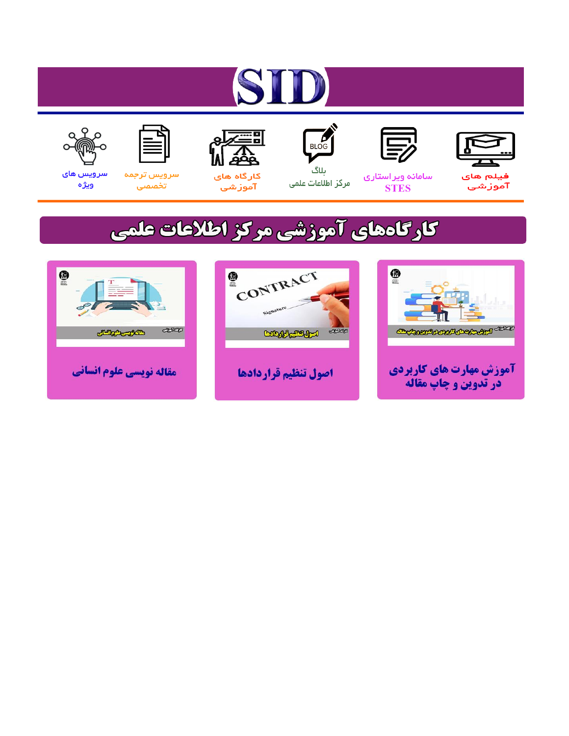# SID

فیلم های آموزشی

سامانه ویراستاری STES

بلاگ مرکز اطلاعات علمی

کارگاه های آموزشی

سرویس ترجمه تخصصی

سرویس های ویژه

## کارگاه‌های آموزشی مرکز اطلاعات علمی

آموزش مهارت های کاربردی در تدوین و چاپ مقاله

اصول تنظیم قراردادها

مقاله نویسی علوم انسانی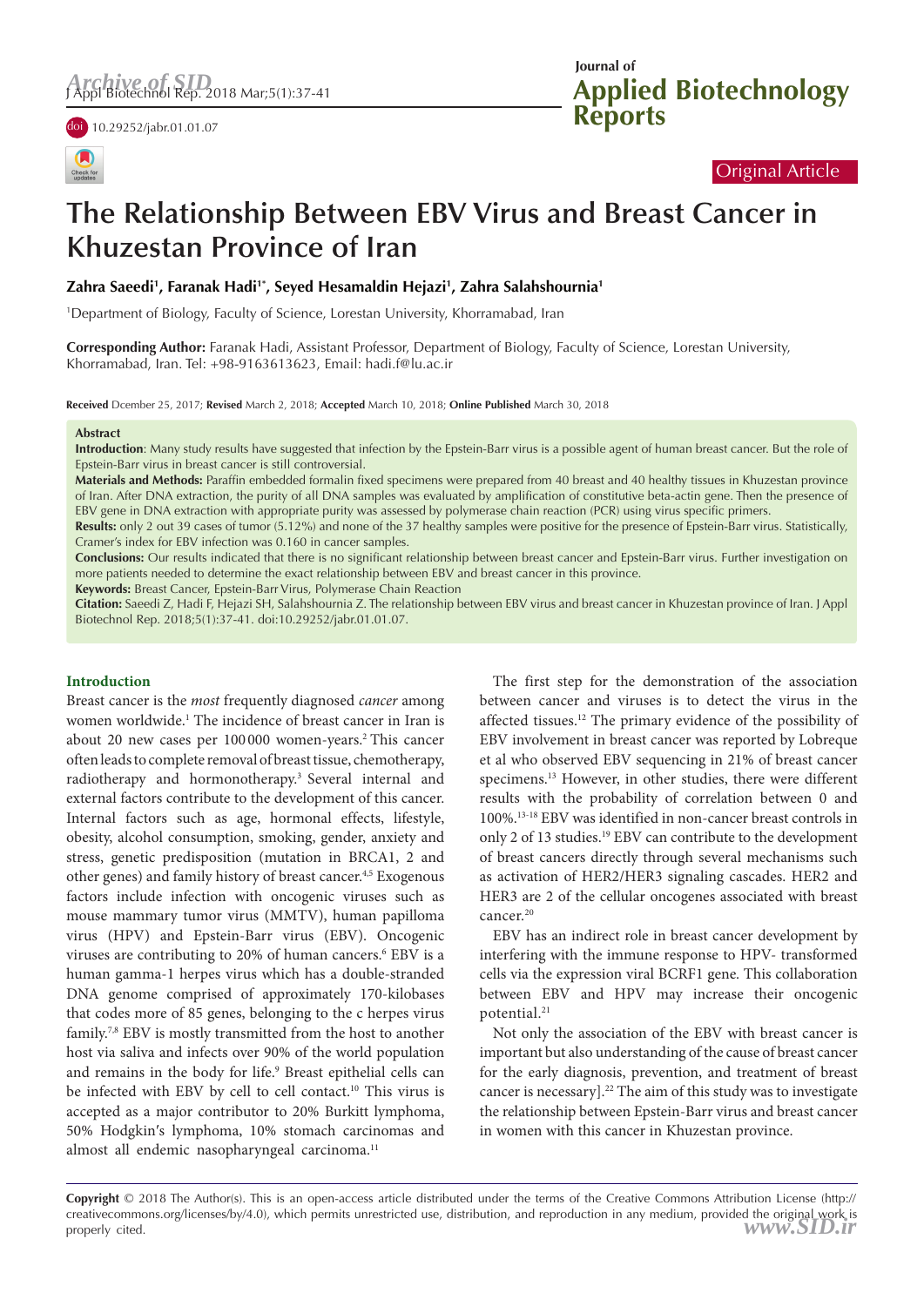# The Relationship Between EBV Virus and Breast Cancer in Khuzestan Province of Iran

**Zahra Saeedi[1], Faranak Hadi[1*], Seyed Hesamaldin Hejazi[1], Zahra Salahshournia[1]**

[1]Department of Biology, Faculty of Science, Lorestan University, Khorramabad, Iran

**Corresponding Author:** Faranak Hadi, Assistant Professor, Department of Biology, Faculty of Science, Lorestan University, Khorramabad, Iran. Tel: +98-9163613623, Email: hadi.f@lu.ac.ir

**Received** Dcember 25, 2017; **Revised** March 2, 2018; **Accepted** March 10, 2018; **Online Published** March 30, 2018

doi 10.29252/jabr.01.01.07

Original Article

## Abstract

**Introduction**: Many study results have suggested that infection by the Epstein-Barr virus is a possible agent of human breast cancer. But the role of Epstein-Barr virus in breast cancer is still controversial.

**Materials and Methods:** Paraffin embedded formalin fixed specimens were prepared from 40 breast and 40 healthy tissues in Khuzestan province of Iran. After DNA extraction, the purity of all DNA samples was evaluated by amplification of constitutive beta-actin gene. Then the presence of EBV gene in DNA extraction with appropriate purity was assessed by polymerase chain reaction (PCR) using virus specific primers.

**Results:** only 2 out 39 cases of tumor (5.12%) and none of the 37 healthy samples were positive for the presence of Epstein-Barr virus. Statistically, Cramer's index for EBV infection was 0.160 in cancer samples.

**Conclusions:** Our results indicated that there is no significant relationship between breast cancer and Epstein-Barr virus. Further investigation on more patients needed to determine the exact relationship between EBV and breast cancer in this province.

**Keywords:** Breast Cancer, Epstein-Barr Virus, Polymerase Chain Reaction

**Citation:** Saeedi Z, Hadi F, Hejazi SH, Salahshournia Z. The relationship between EBV virus and breast cancer in Khuzestan province of Iran. J Appl Biotechnol Rep. 2018;5(1):37-41. doi:10.29252/jabr.01.01.07.

## Introduction

Breast cancer is the *most* frequently diagnosed *cancer* among women worldwide.[1] The incidence of breast cancer in Iran is about 20 new cases per 100 000 women-years.[2] This cancer often leads to complete removal of breast tissue, chemotherapy, radiotherapy and hormonotherapy.[3] Several internal and external factors contribute to the development of this cancer. Internal factors such as age, hormonal effects, lifestyle, obesity, alcohol consumption, smoking, gender, anxiety and stress, genetic predisposition (mutation in BRCA1, 2 and other genes) and family history of breast cancer.[4,5] Exogenous factors include infection with oncogenic viruses such as mouse mammary tumor virus (MMTV), human papilloma virus (HPV) and Epstein-Barr virus (EBV). Oncogenic viruses are contributing to 20% of human cancers.[6] EBV is a human gamma-1 herpes virus which has a double-stranded DNA genome comprised of approximately 170-kilobases that codes more of 85 genes, belonging to the c herpes virus family.[7,8] EBV is mostly transmitted from the host to another host via saliva and infects over 90% of the world population and remains in the body for life.[9] Breast epithelial cells can be infected with EBV by cell to cell contact.[10] This virus is accepted as a major contributor to 20% Burkitt lymphoma, 50% Hodgkin's lymphoma, 10% stomach carcinomas and almost all endemic nasopharyngeal carcinoma.[11]

The first step for the demonstration of the association between cancer and viruses is to detect the virus in the affected tissues.[12] The primary evidence of the possibility of EBV involvement in breast cancer was reported by Lobreque et al who observed EBV sequencing in 21% of breast cancer specimens.[13] However, in other studies, there were different results with the probability of correlation between 0 and 100%.[13-18] EBV was identified in non-cancer breast controls in only 2 of 13 studies.[19] EBV can contribute to the development of breast cancers directly through several mechanisms such as activation of HER2/HER3 signaling cascades. HER2 and HER3 are 2 of the cellular oncogenes associated with breast cancer.[20]

EBV has an indirect role in breast cancer development by interfering with the immune response to HPV- transformed cells via the expression viral BCRF1 gene. This collaboration between EBV and HPV may increase their oncogenic potential.[21]

Not only the association of the EBV with breast cancer is important but also understanding of the cause of breast cancer for the early diagnosis, prevention, and treatment of breast cancer is necessary].[22] The aim of this study was to investigate the relationship between Epstein-Barr virus and breast cancer in women with this cancer in Khuzestan province.

**Copyright** © 2018 The Author(s). This is an open-access article distributed under the terms of the Creative Commons Attribution License (http://creativecommons.org/licenses/by/4.0), which permits unrestricted use, distribution, and reproduction in any medium, provided the original work is properly cited.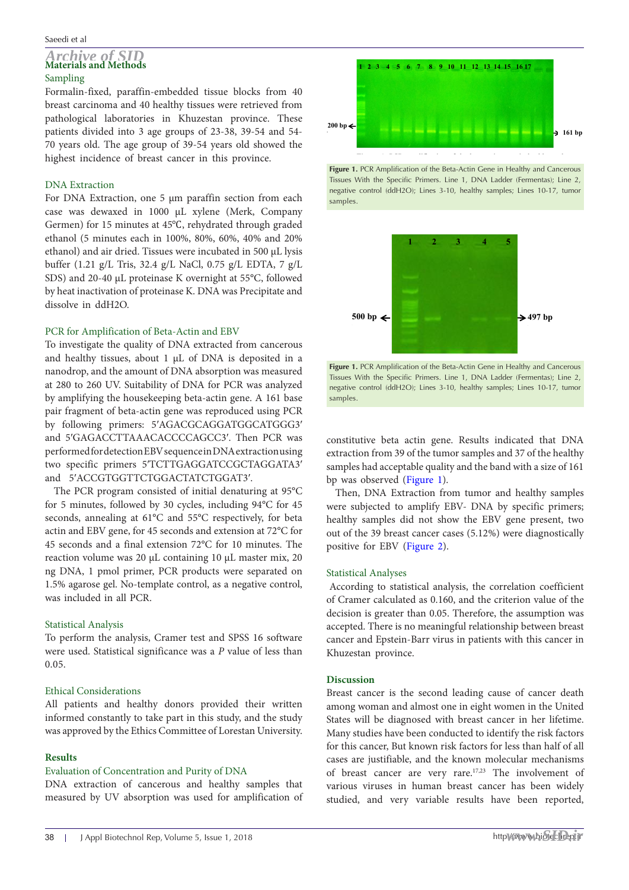## Materials and Methods

### Sampling

Formalin-fixed, paraffin-embedded tissue blocks from 40 breast carcinoma and 40 healthy tissues were retrieved from pathological laboratories in Khuzestan province. These patients divided into 3 age groups of 23-38, 39-54 and 54-70 years old. The age group of 39-54 years old showed the highest incidence of breast cancer in this province.

### DNA Extraction

For DNA Extraction, one 5 µm paraffin section from each case was dewaxed in 1000 µL xylene (Merk, Company Germen) for 15 minutes at 45℃, rehydrated through graded ethanol (5 minutes each in 100%, 80%, 60%, 40% and 20% ethanol) and air dried. Tissues were incubated in 500 µL lysis buffer (1.21 g/L Tris, 32.4 g/L NaCl, 0.75 g/L EDTA, 7 g/L SDS) and 20-40 µL proteinase K overnight at 55°C, followed by heat inactivation of proteinase K. DNA was Precipitate and dissolve in ddH2O.

### PCR for Amplification of Beta-Actin and EBV

To investigate the quality of DNA extracted from cancerous and healthy tissues, about 1 µL of DNA is deposited in a nanodrop, and the amount of DNA absorption was measured at 280 to 260 UV. Suitability of DNA for PCR was analyzed by amplifying the housekeeping beta-actin gene. A 161 base pair fragment of beta-actin gene was reproduced using PCR by following primers: 5′AGACGCAGGATGGCATGGG3′ and 5′GAGACCTTAAACACCCCAGCC3′. Then PCR was performed for detection EBV sequence in DNA extraction using two specific primers 5′TCTTGAGGATCCGCTAGGATA3′ and 5′ACCGTGGTTCTGGACTATCTGGAT3′.

The PCR program consisted of initial denaturing at 95°C for 5 minutes, followed by 30 cycles, including 94°C for 45 seconds, annealing at 61°C and 55°C respectively, for beta actin and EBV gene, for 45 seconds and extension at 72°C for 45 seconds and a final extension 72°C for 10 minutes. The reaction volume was 20 µL containing 10 µL master mix, 20 ng DNA, 1 pmol primer, PCR products were separated on 1.5% agarose gel. No-template control, as a negative control, was included in all PCR.

### Statistical Analysis

To perform the analysis, Cramer test and SPSS 16 software were used. Statistical significance was a *P* value of less than 0.05.

### Ethical Considerations

All patients and healthy donors provided their written informed constantly to take part in this study, and the study was approved by the Ethics Committee of Lorestan University.

## Results

### Evaluation of Concentration and Purity of DNA

DNA extraction of cancerous and healthy samples that measured by UV absorption was used for amplification of constitutive beta actin gene. Results indicated that DNA extraction from 39 of the tumor samples and 37 of the healthy samples had acceptable quality and the band with a size of 161 bp was observed (Figure 1).

1 2 3 4 5 6 7 8 9 10 11 12 13 14 15 16 17

200 bp

161 bp

**Figure 1.** PCR Amplification of the Beta-Actin Gene in Healthy and Cancerous Tissues With the Specific Primers. Line 1, DNA Ladder (Fermentas); Line 2, negative control (ddH2O); Lines 3-10, healthy samples; Lines 10-17, tumor samples.

1 2 3 4 5

500 bp

497 bp

**Figure 1.** PCR Amplification of the Beta-Actin Gene in Healthy and Cancerous Tissues With the Specific Primers. Line 1, DNA Ladder (Fermentas); Line 2, negative control (ddH2O); Lines 3-10, healthy samples; Lines 10-17, tumor samples.

Then, DNA Extraction from tumor and healthy samples were subjected to amplify EBV- DNA by specific primers; healthy samples did not show the EBV gene present, two out of the 39 breast cancer cases (5.12%) were diagnostically positive for EBV (Figure 2).

### Statistical Analyses

According to statistical analysis, the correlation coefficient of Cramer calculated as 0.160, and the criterion value of the decision is greater than 0.05. Therefore, the assumption was accepted. There is no meaningful relationship between breast cancer and Epstein-Barr virus in patients with this cancer in Khuzestan province.

## Discussion

Breast cancer is the second leading cause of cancer death among woman and almost one in eight women in the United States will be diagnosed with breast cancer in her lifetime. Many studies have been conducted to identify the risk factors for this cancer, But known risk factors for less than half of all cases are justifiable, and the known molecular mechanisms of breast cancer are very rare.[17,23] The involvement of various viruses in human breast cancer has been widely studied, and very variable results have been reported,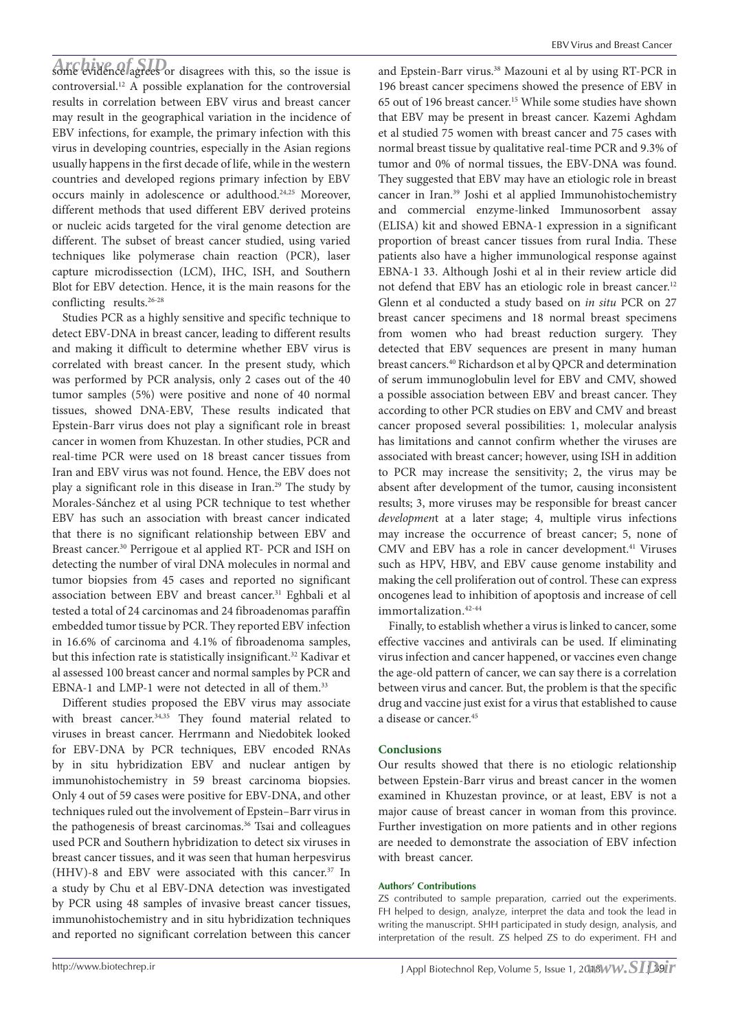some evidence agrees or disagrees with this, so the issue is controversial.[12] A possible explanation for the controversial results in correlation between EBV virus and breast cancer may result in the geographical variation in the incidence of EBV infections, for example, the primary infection with this virus in developing countries, especially in the Asian regions usually happens in the first decade of life, while in the western countries and developed regions primary infection by EBV occurs mainly in adolescence or adulthood.[24,25] Moreover, different methods that used different EBV derived proteins or nucleic acids targeted for the viral genome detection are different. The subset of breast cancer studied, using varied techniques like polymerase chain reaction (PCR), laser capture microdissection (LCM), IHC, ISH, and Southern Blot for EBV detection. Hence, it is the main reasons for the conflicting results.[26-28]

Studies PCR as a highly sensitive and specific technique to detect EBV-DNA in breast cancer, leading to different results and making it difficult to determine whether EBV virus is correlated with breast cancer. In the present study, which was performed by PCR analysis, only 2 cases out of the 40 tumor samples (5%) were positive and none of 40 normal tissues, showed DNA-EBV, These results indicated that Epstein-Barr virus does not play a significant role in breast cancer in women from Khuzestan. In other studies, PCR and real-time PCR were used on 18 breast cancer tissues from Iran and EBV virus was not found. Hence, the EBV does not play a significant role in this disease in Iran.[29] The study by Morales-Sánchez et al using PCR technique to test whether EBV has such an association with breast cancer indicated that there is no significant relationship between EBV and Breast cancer.[30] Perrigoue et al applied RT- PCR and ISH on detecting the number of viral DNA molecules in normal and tumor biopsies from 45 cases and reported no significant association between EBV and breast cancer.[31] Eghbali et al tested a total of 24 carcinomas and 24 fibroadenomas paraffin embedded tumor tissue by PCR. They reported EBV infection in 16.6% of carcinoma and 4.1% of fibroadenoma samples, but this infection rate is statistically insignificant.[32] Kadivar et al assessed 100 breast cancer and normal samples by PCR and EBNA-1 and LMP-1 were not detected in all of them.[33]

Different studies proposed the EBV virus may associate with breast cancer.[34,35] They found material related to viruses in breast cancer. Herrmann and Niedobitek looked for EBV-DNA by PCR techniques, EBV encoded RNAs by in situ hybridization EBV and nuclear antigen by immunohistochemistry in 59 breast carcinoma biopsies. Only 4 out of 59 cases were positive for EBV-DNA, and other techniques ruled out the involvement of Epstein–Barr virus in the pathogenesis of breast carcinomas.[36] Tsai and colleagues used PCR and Southern hybridization to detect six viruses in breast cancer tissues, and it was seen that human herpesvirus (HHV)-8 and EBV were associated with this cancer.[37] In a study by Chu et al EBV-DNA detection was investigated by PCR using 48 samples of invasive breast cancer tissues, immunohistochemistry and in situ hybridization techniques and reported no significant correlation between this cancer and Epstein-Barr virus.[38] Mazouni et al by using RT-PCR in 196 breast cancer specimens showed the presence of EBV in 65 out of 196 breast cancer.[15] While some studies have shown that EBV may be present in breast cancer. Kazemi Aghdam et al studied 75 women with breast cancer and 75 cases with normal breast tissue by qualitative real-time PCR and 9.3% of tumor and 0% of normal tissues, the EBV-DNA was found. They suggested that EBV may have an etiologic role in breast cancer in Iran.[39] Joshi et al applied Immunohistochemistry and commercial enzyme-linked Immunosorbent assay (ELISA) kit and showed EBNA-1 expression in a significant proportion of breast cancer tissues from rural India. These patients also have a higher immunological response against EBNA-1 33. Although Joshi et al in their review article did not defend that EBV has an etiologic role in breast cancer.[12] Glenn et al conducted a study based on *in situ* PCR on 27 breast cancer specimens and 18 normal breast specimens from women who had breast reduction surgery. They detected that EBV sequences are present in many human breast cancers.[40] Richardson et al by QPCR and determination of serum immunoglobulin level for EBV and CMV, showed a possible association between EBV and breast cancer. They according to other PCR studies on EBV and CMV and breast cancer proposed several possibilities: 1, molecular analysis has limitations and cannot confirm whether the viruses are associated with breast cancer; however, using ISH in addition to PCR may increase the sensitivity; 2, the virus may be absent after development of the tumor, causing inconsistent results; 3, more viruses may be responsible for breast cancer *developmen*t at a later stage; 4, multiple virus infections may increase the occurrence of breast cancer; 5, none of CMV and EBV has a role in cancer development.[41] Viruses such as HPV, HBV, and EBV cause genome instability and making the cell proliferation out of control. These can express oncogenes lead to inhibition of apoptosis and increase of cell immortalization.[42-44]

Finally, to establish whether a virus is linked to cancer, some effective vaccines and antivirals can be used. If eliminating virus infection and cancer happened, or vaccines even change the age-old pattern of cancer, we can say there is a correlation between virus and cancer. But, the problem is that the specific drug and vaccine just exist for a virus that established to cause a disease or cancer.[45]

## Conclusions

Our results showed that there is no etiologic relationship between Epstein-Barr virus and breast cancer in the women examined in Khuzestan province, or at least, EBV is not a major cause of breast cancer in woman from this province. Further investigation on more patients and in other regions are needed to demonstrate the association of EBV infection with breast cancer.

#### Authors' Contributions

ZS contributed to sample preparation, carried out the experiments. FH helped to design, analyze, interpret the data and took the lead in writing the manuscript. SHH participated in study design, analysis, and interpretation of the result. ZS helped ZS to do experiment. FH and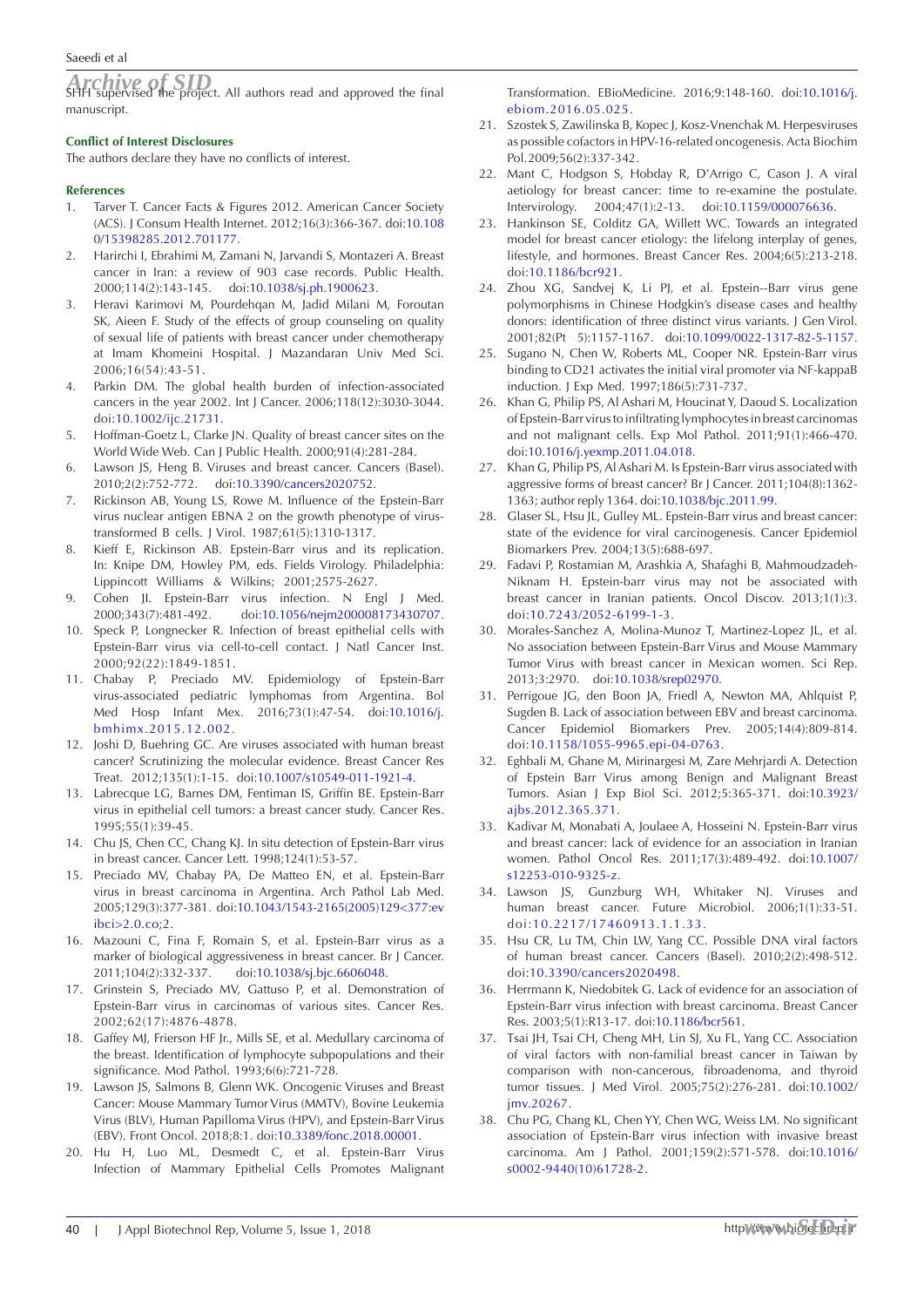SHH supervised the project. All authors read and approved the final manuscript.

### Conflict of Interest Disclosures

The authors declare they have no conflicts of interest.

### References

1. Tarver T. Cancer Facts & Figures 2012. American Cancer Society (ACS). J Consum Health Internet. 2012;16(3):366-367. doi:10.1080/15398285.2012.701177.
2. Harirchi I, Ebrahimi M, Zamani N, Jarvandi S, Montazeri A. Breast cancer in Iran: a review of 903 case records. Public Health. 2000;114(2):143-145. doi:10.1038/sj.ph.1900623.
3. Heravi Karimovi M, Pourdehqan M, Jadid Milani M, Foroutan SK, Aieen F. Study of the effects of group counseling on quality of sexual life of patients with breast cancer under chemotherapy at Imam Khomeini Hospital. J Mazandaran Univ Med Sci. 2006;16(54):43-51.
4. Parkin DM. The global health burden of infection-associated cancers in the year 2002. Int J Cancer. 2006;118(12):3030-3044. doi:10.1002/ijc.21731.
5. Hoffman-Goetz L, Clarke JN. Quality of breast cancer sites on the World Wide Web. Can J Public Health. 2000;91(4):281-284.
6. Lawson JS, Heng B. Viruses and breast cancer. Cancers (Basel). 2010;2(2):752-772. doi:10.3390/cancers2020752.
7. Rickinson AB, Young LS, Rowe M. Influence of the Epstein-Barr virus nuclear antigen EBNA 2 on the growth phenotype of virus-transformed B cells. J Virol. 1987;61(5):1310-1317.
8. Kieff E, Rickinson AB. Epstein-Barr virus and its replication. In: Knipe DM, Howley PM, eds. Fields Virology. Philadelphia: Lippincott Williams & Wilkins; 2001;2575-2627.
9. Cohen JI. Epstein-Barr virus infection. N Engl J Med. 2000;343(7):481-492. doi:10.1056/nejm200008173430707.
10. Speck P, Longnecker R. Infection of breast epithelial cells with Epstein-Barr virus via cell-to-cell contact. J Natl Cancer Inst. 2000;92(22):1849-1851.
11. Chabay P, Preciado MV. Epidemiology of Epstein-Barr virus-associated pediatric lymphomas from Argentina. Bol Med Hosp Infant Mex. 2016;73(1):47-54. doi:10.1016/j.bmhimx.2015.12.002.
12. Joshi D, Buehring GC. Are viruses associated with human breast cancer? Scrutinizing the molecular evidence. Breast Cancer Res Treat. 2012;135(1):1-15. doi:10.1007/s10549-011-1921-4.
13. Labrecque LG, Barnes DM, Fentiman IS, Griffin BE. Epstein-Barr virus in epithelial cell tumors: a breast cancer study. Cancer Res. 1995;55(1):39-45.
14. Chu JS, Chen CC, Chang KJ. In situ detection of Epstein-Barr virus in breast cancer. Cancer Lett. 1998;124(1):53-57.
15. Preciado MV, Chabay PA, De Matteo EN, et al. Epstein-Barr virus in breast carcinoma in Argentina. Arch Pathol Lab Med. 2005;129(3):377-381. doi:10.1043/1543-2165(2005)129<377:evibci>2.0.co;2.
16. Mazouni C, Fina F, Romain S, et al. Epstein-Barr virus as a marker of biological aggressiveness in breast cancer. Br J Cancer. 2011;104(2):332-337. doi:10.1038/sj.bjc.6606048.
17. Grinstein S, Preciado MV, Gattuso P, et al. Demonstration of Epstein-Barr virus in carcinomas of various sites. Cancer Res. 2002;62(17):4876-4878.
18. Gaffey MJ, Frierson HF Jr., Mills SE, et al. Medullary carcinoma of the breast. Identification of lymphocyte subpopulations and their significance. Mod Pathol. 1993;6(6):721-728.
19. Lawson JS, Salmons B, Glenn WK. Oncogenic Viruses and Breast Cancer: Mouse Mammary Tumor Virus (MMTV), Bovine Leukemia Virus (BLV), Human Papilloma Virus (HPV), and Epstein-Barr Virus (EBV). Front Oncol. 2018;8:1. doi:10.3389/fonc.2018.00001.
20. Hu H, Luo ML, Desmedt C, et al. Epstein-Barr Virus Infection of Mammary Epithelial Cells Promotes Malignant Transformation. EBioMedicine. 2016;9:148-160. doi:10.1016/j.ebiom.2016.05.025.
21. Szostek S, Zawilinska B, Kopec J, Kosz-Vnenchak M. Herpesviruses as possible cofactors in HPV-16-related oncogenesis. Acta Biochim Pol. 2009;56(2):337-342.
22. Mant C, Hodgson S, Hobday R, D'Arrigo C, Cason J. A viral aetiology for breast cancer: time to re-examine the postulate. Intervirology. 2004;47(1):2-13. doi:10.1159/000076636.
23. Hankinson SE, Colditz GA, Willett WC. Towards an integrated model for breast cancer etiology: the lifelong interplay of genes, lifestyle, and hormones. Breast Cancer Res. 2004;6(5):213-218. doi:10.1186/bcr921.
24. Zhou XG, Sandvej K, Li PJ, et al. Epstein--Barr virus gene polymorphisms in Chinese Hodgkin's disease cases and healthy donors: identification of three distinct virus variants. J Gen Virol. 2001;82(Pt 5):1157-1167. doi:10.1099/0022-1317-82-5-1157.
25. Sugano N, Chen W, Roberts ML, Cooper NR. Epstein-Barr virus binding to CD21 activates the initial viral promoter via NF-kappaB induction. J Exp Med. 1997;186(5):731-737.
26. Khan G, Philip PS, Al Ashari M, Houcinat Y, Daoud S. Localization of Epstein-Barr virus to infiltrating lymphocytes in breast carcinomas and not malignant cells. Exp Mol Pathol. 2011;91(1):466-470. doi:10.1016/j.yexmp.2011.04.018.
27. Khan G, Philip PS, Al Ashari M. Is Epstein-Barr virus associated with aggressive forms of breast cancer? Br J Cancer. 2011;104(8):1362-1363; author reply 1364. doi:10.1038/bjc.2011.99.
28. Glaser SL, Hsu JL, Gulley ML. Epstein-Barr virus and breast cancer: state of the evidence for viral carcinogenesis. Cancer Epidemiol Biomarkers Prev. 2004;13(5):688-697.
29. Fadavi P, Rostamian M, Arashkia A, Shafaghi B, Mahmoudzadeh-Niknam H. Epstein-barr virus may not be associated with breast cancer in Iranian patients. Oncol Discov. 2013;1(1):3. doi:10.7243/2052-6199-1-3.
30. Morales-Sanchez A, Molina-Munoz T, Martinez-Lopez JL, et al. No association between Epstein-Barr Virus and Mouse Mammary Tumor Virus with breast cancer in Mexican women. Sci Rep. 2013;3:2970. doi:10.1038/srep02970.
31. Perrigoue JG, den Boon JA, Friedl A, Newton MA, Ahlquist P, Sugden B. Lack of association between EBV and breast carcinoma. Cancer Epidemiol Biomarkers Prev. 2005;14(4):809-814. doi:10.1158/1055-9965.epi-04-0763.
32. Eghbali M, Ghane M, Mirinargesi M, Zare Mehrjardi A. Detection of Epstein Barr Virus among Benign and Malignant Breast Tumors. Asian J Exp Biol Sci. 2012;5:365-371. doi:10.3923/ajbs.2012.365.371.
33. Kadivar M, Monabati A, Joulaee A, Hosseini N. Epstein-Barr virus and breast cancer: lack of evidence for an association in Iranian women. Pathol Oncol Res. 2011;17(3):489-492. doi:10.1007/s12253-010-9325-z.
34. Lawson JS, Gunzburg WH, Whitaker NJ. Viruses and human breast cancer. Future Microbiol. 2006;1(1):33-51. doi:10.2217/17460913.1.1.33.
35. Hsu CR, Lu TM, Chin LW, Yang CC. Possible DNA viral factors of human breast cancer. Cancers (Basel). 2010;2(2):498-512. doi:10.3390/cancers2020498.
36. Herrmann K, Niedobitek G. Lack of evidence for an association of Epstein-Barr virus infection with breast carcinoma. Breast Cancer Res. 2003;5(1):R13-17. doi:10.1186/bcr561.
37. Tsai JH, Tsai CH, Cheng MH, Lin SJ, Xu FL, Yang CC. Association of viral factors with non-familial breast cancer in Taiwan by comparison with non-cancerous, fibroadenoma, and thyroid tumor tissues. J Med Virol. 2005;75(2):276-281. doi:10.1002/jmv.20267.
38. Chu PG, Chang KL, Chen YY, Chen WG, Weiss LM. No significant association of Epstein-Barr virus infection with invasive breast carcinoma. Am J Pathol. 2001;159(2):571-578. doi:10.1016/s0002-9440(10)61728-2.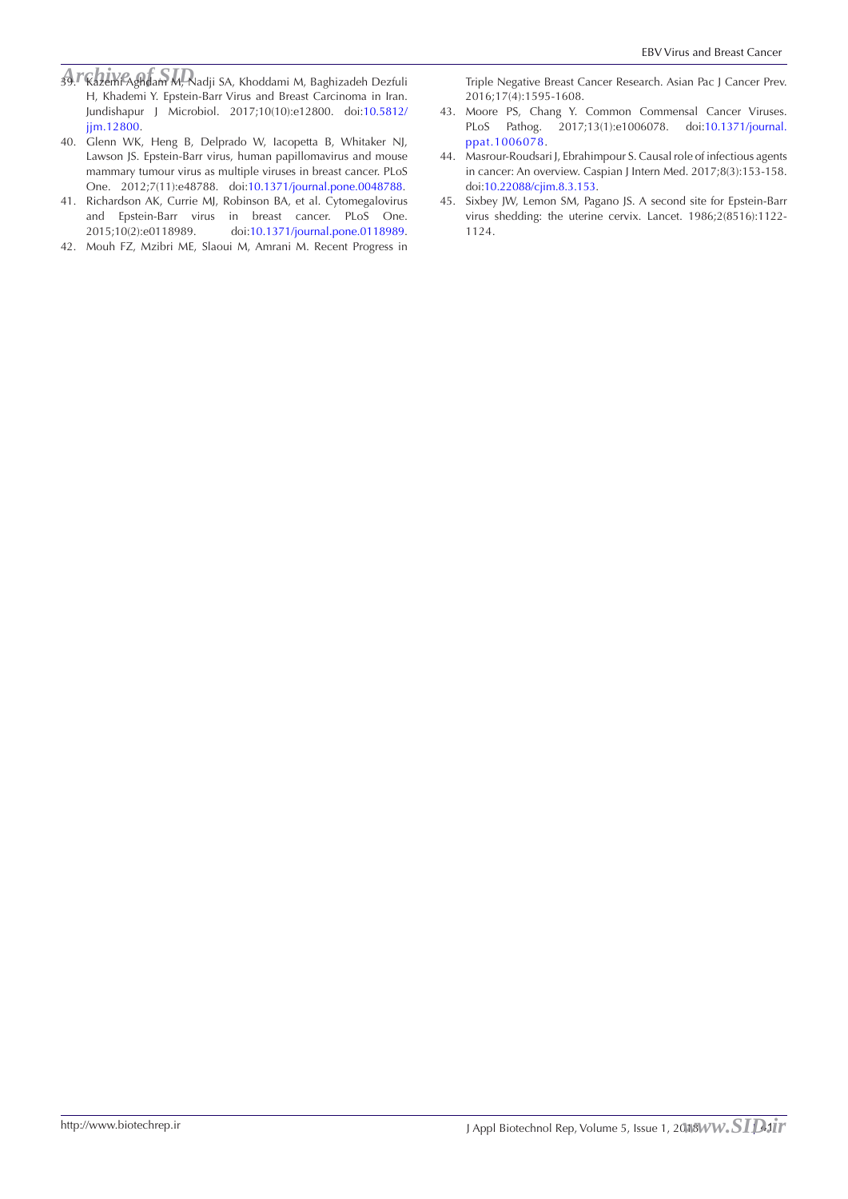39. Kazemi Aghdam M, Nadji SA, Khoddami M, Baghizadeh Dezfuli H, Khademi Y. Epstein-Barr Virus and Breast Carcinoma in Iran. Jundishapur J Microbiol. 2017;10(10):e12800. doi:10.5812/jjm.12800.
40. Glenn WK, Heng B, Delprado W, Iacopetta B, Whitaker NJ, Lawson JS. Epstein-Barr virus, human papillomavirus and mouse mammary tumour virus as multiple viruses in breast cancer. PLoS One. 2012;7(11):e48788. doi:10.1371/journal.pone.0048788.
41. Richardson AK, Currie MJ, Robinson BA, et al. Cytomegalovirus and Epstein-Barr virus in breast cancer. PLoS One. 2015;10(2):e0118989. doi:10.1371/journal.pone.0118989.
42. Mouh FZ, Mzibri ME, Slaoui M, Amrani M. Recent Progress in Triple Negative Breast Cancer Research. Asian Pac J Cancer Prev. 2016;17(4):1595-1608.
43. Moore PS, Chang Y. Common Commensal Cancer Viruses. PLoS Pathog. 2017;13(1):e1006078. doi:10.1371/journal.ppat.1006078.
44. Masrour-Roudsari J, Ebrahimpour S. Causal role of infectious agents in cancer: An overview. Caspian J Intern Med. 2017;8(3):153-158. doi:10.22088/cjim.8.3.153.
45. Sixbey JW, Lemon SM, Pagano JS. A second site for Epstein-Barr virus shedding: the uterine cervix. Lancet. 1986;2(8516):1122-1124.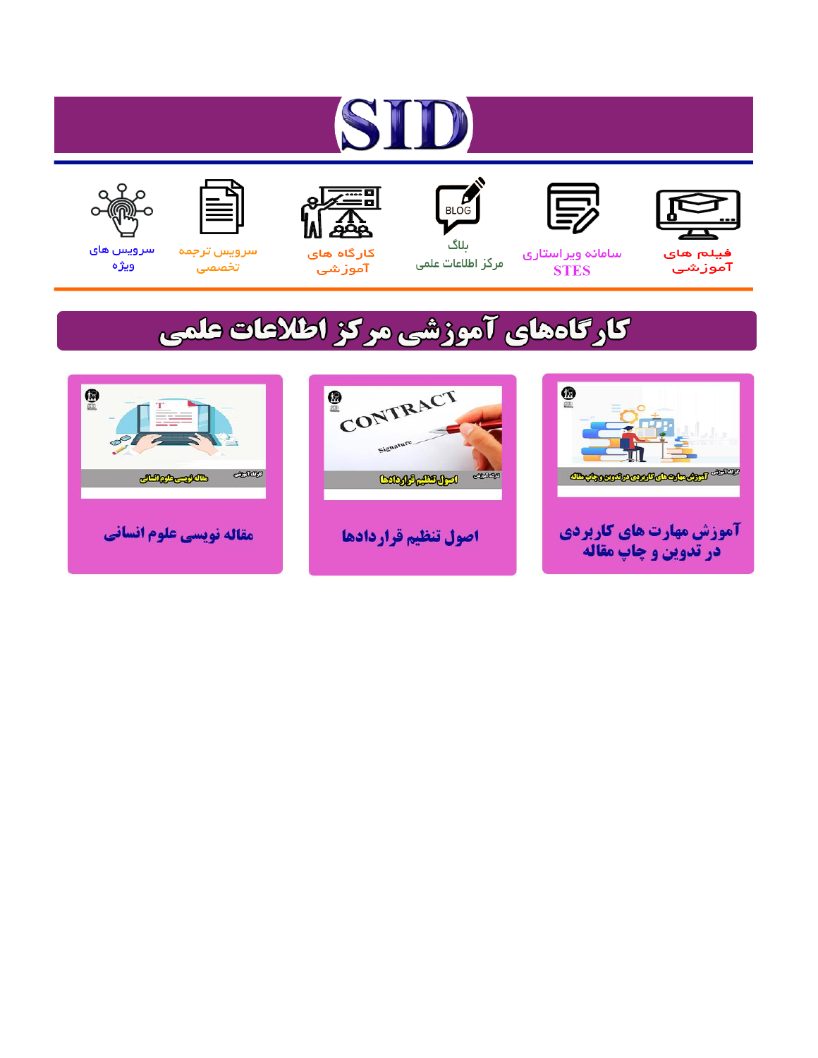# SID

فیلم های آموزشی

سامانه ویراستاری STES

بلاگ مرکز اطلاعات علمی

کارگاه های آموزشی

سرویس ترجمه تخصصی

سرویس های ویژه

## کارگاه‌های آموزشی مرکز اطلاعات علمی

آموزش مهارت های کاربردی در تدوین و چاپ مقاله

اصول تنظیم قراردادها

مقاله نویسی علوم انسانی